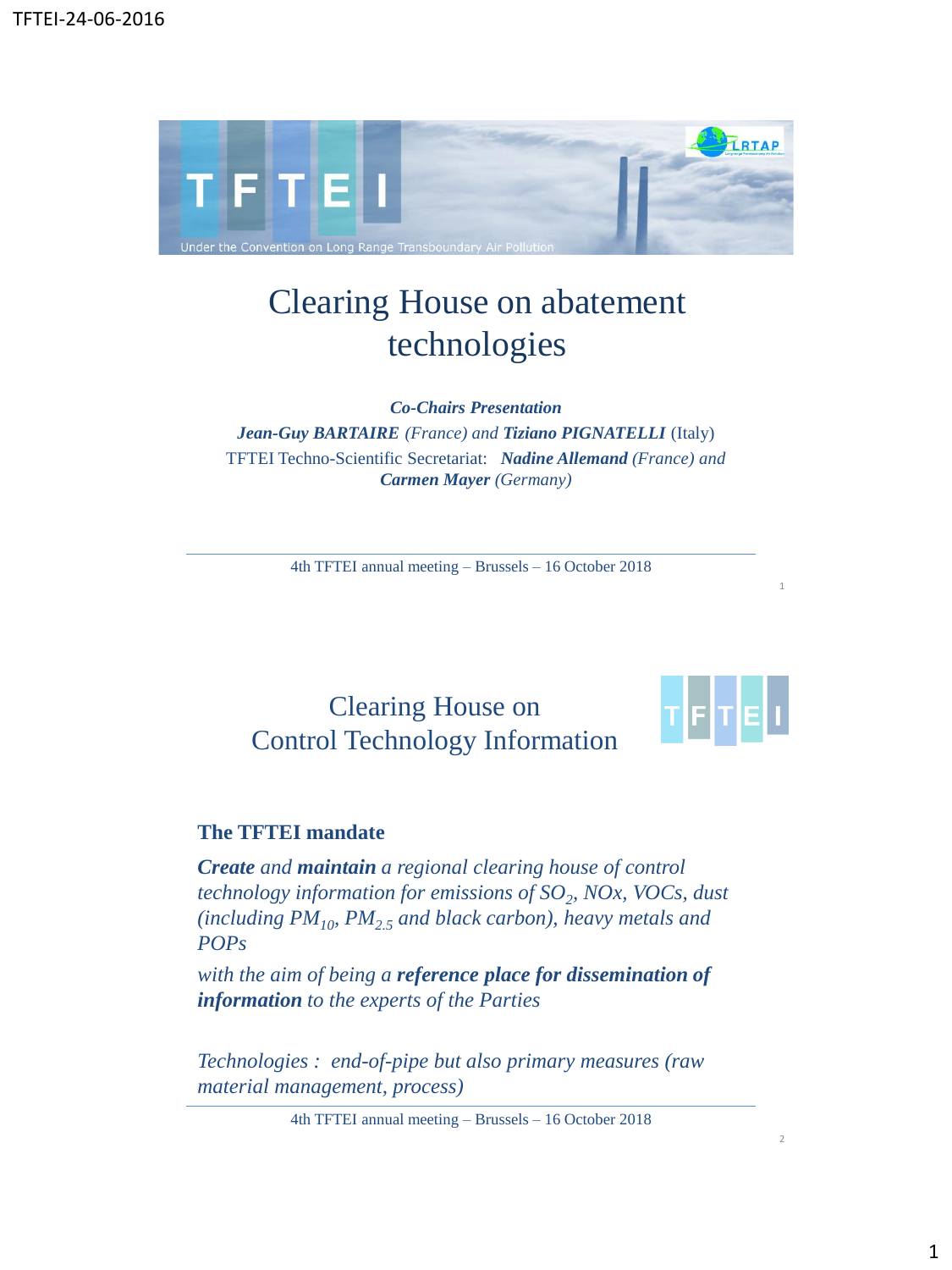# Clearing House on abatement technologies

***Co-Chairs Presentation***

***Jean-Guy BARTAIRE*** *(France) and* ***Tiziano PIGNATELLI*** (Italy)

TFTEI Techno-Scientific Secretariat: ***Nadine Allemand*** *(France) and* ***Carmen Mayer*** *(Germany)*

4th TFTEI annual meeting – Brussels – 16 October 2018

## Clearing House on Control Technology Information

### The TFTEI mandate

***Create*** *and* ***maintain*** *a regional clearing house of control technology information for emissions of* $SO_2$*, NOx, VOCs, dust (including* $PM_{10}$*,* $PM_{2.5}$ *and black carbon), heavy metals and POPs*

*with the aim of being a* ***reference place for dissemination of information*** *to the experts of the Parties*

*Technologies : end-of-pipe but also primary measures (raw material management, process)*

4th TFTEI annual meeting – Brussels – 16 October 2018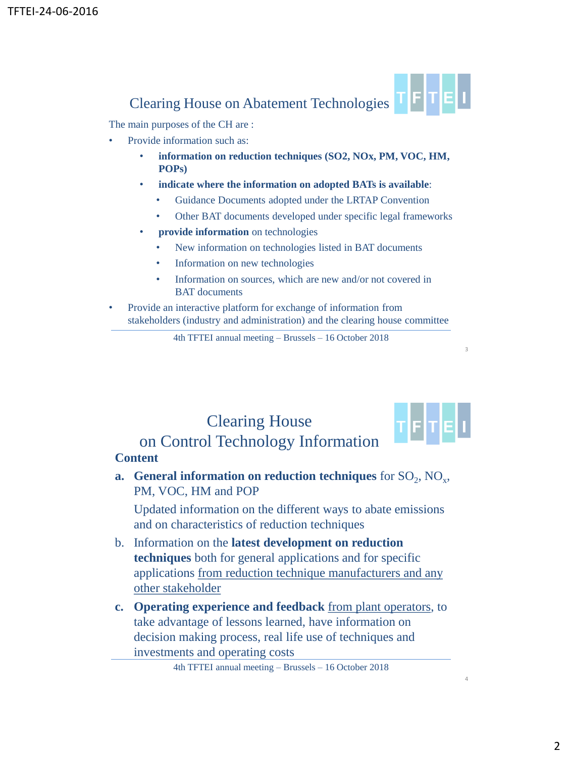## Clearing House on Abatement Technologies

The main purposes of the CH are :

- Provide information such as:
  - **information on reduction techniques (SO2, NOx, PM, VOC, HM, POPs)**
  - **indicate where the information on adopted BATs is available**:
    - Guidance Documents adopted under the LRTAP Convention
    - Other BAT documents developed under specific legal frameworks
  - **provide information** on technologies
    - New information on technologies listed in BAT documents
    - Information on new technologies
    - Information on sources, which are new and/or not covered in BAT documents
- Provide an interactive platform for exchange of information from stakeholders (industry and administration) and the clearing house committee

4th TFTEI annual meeting – Brussels – 16 October 2018

## Clearing House on Control Technology Information

**Content**

**a.** **General information on reduction techniques** for $SO_2$, $NO_x$, PM, VOC, HM and POP

Updated information on the different ways to abate emissions and on characteristics of reduction techniques

b. Information on the **latest development on reduction techniques** both for general applications and for specific applications from reduction technique manufacturers and any other stakeholder

**c.** **Operating experience and feedback** from plant operators, to take advantage of lessons learned, have information on decision making process, real life use of techniques and investments and operating costs

4th TFTEI annual meeting – Brussels – 16 October 2018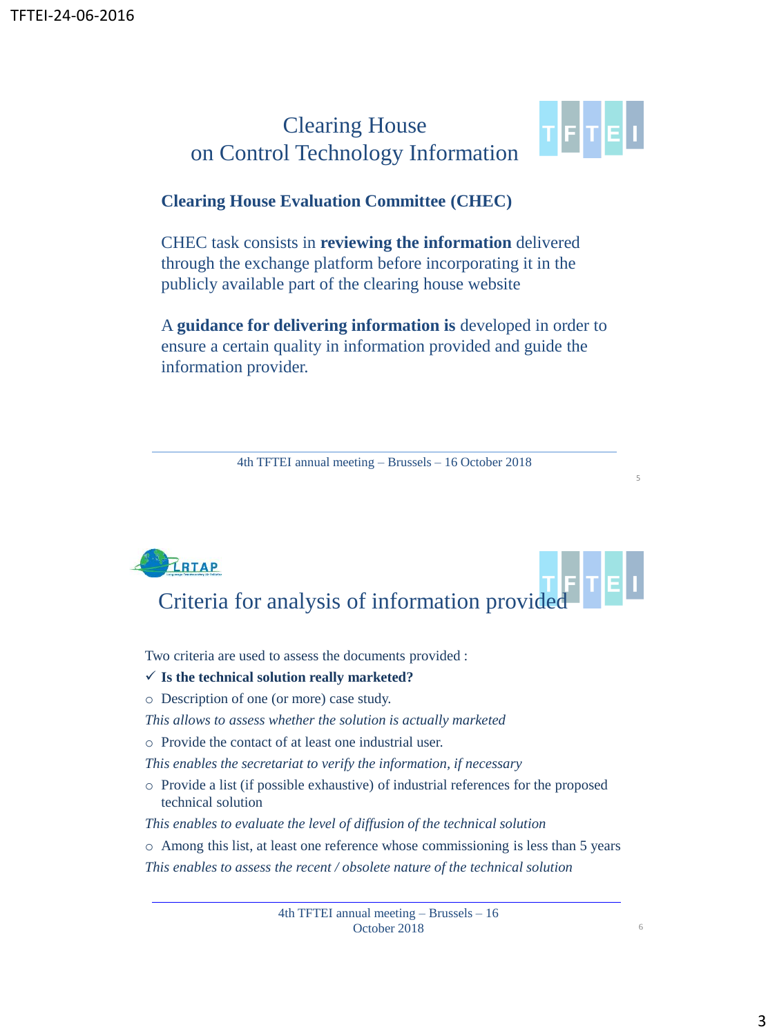# Clearing House on Control Technology Information

**Clearing House Evaluation Committee (CHEC)**

CHEC task consists in **reviewing the information** delivered through the exchange platform before incorporating it in the publicly available part of the clearing house website

A **guidance for delivering information is** developed in order to ensure a certain quality in information provided and guide the information provider.

4th TFTEI annual meeting – Brussels – 16 October 2018

# Criteria for analysis of information provided

Two criteria are used to assess the documents provided :

- ✓ **Is the technical solution really marketed?**
- ○ Description of one (or more) case study.

*This allows to assess whether the solution is actually marketed*

- ○ Provide the contact of at least one industrial user.

*This enables the secretariat to verify the information, if necessary*

- ○ Provide a list (if possible exhaustive) of industrial references for the proposed technical solution

*This enables to evaluate the level of diffusion of the technical solution*

- ○ Among this list, at least one reference whose commissioning is less than 5 years

*This enables to assess the recent / obsolete nature of the technical solution*

4th TFTEI annual meeting – Brussels – 16 October 2018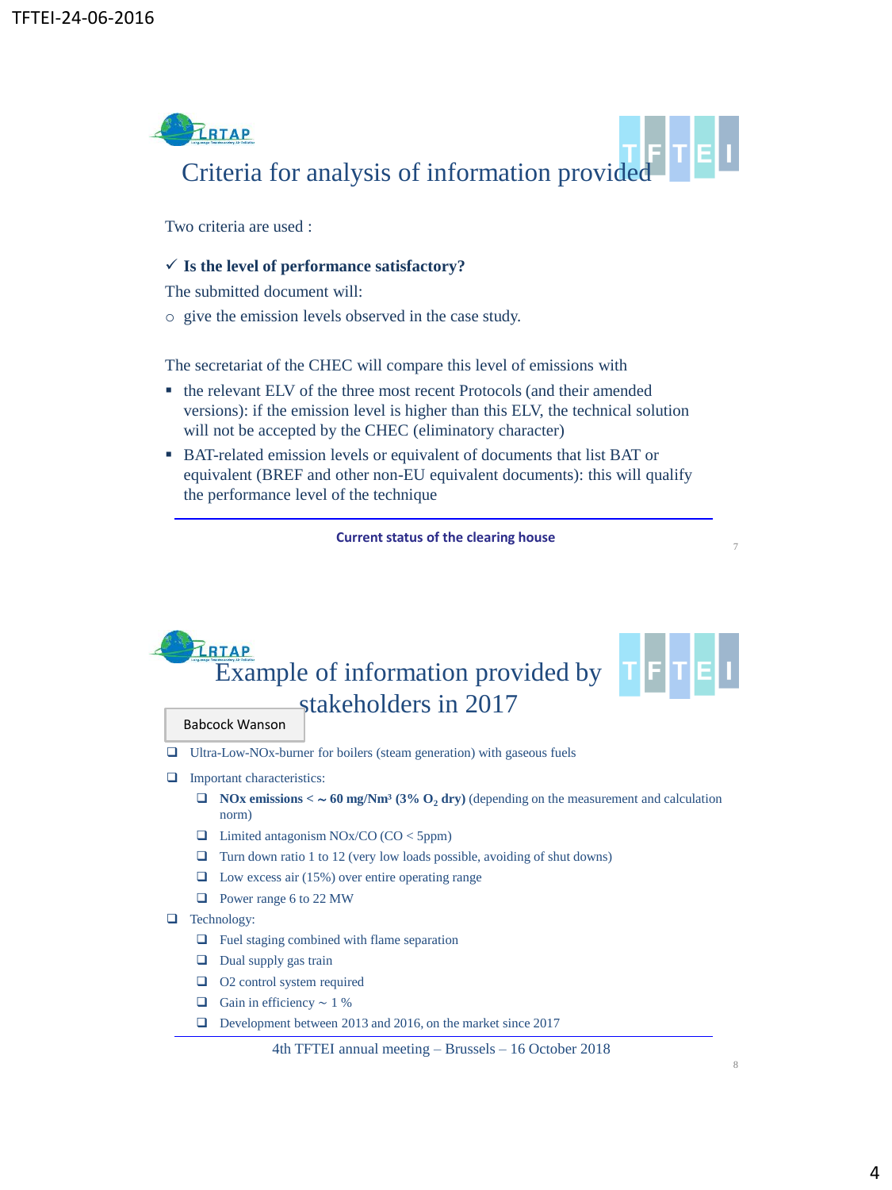## Criteria for analysis of information provided

Two criteria are used :

✓ **Is the level of performance satisfactory?**

The submitted document will:

- give the emission levels observed in the case study.

The secretariat of the CHEC will compare this level of emissions with

- the relevant ELV of the three most recent Protocols (and their amended versions): if the emission level is higher than this ELV, the technical solution will not be accepted by the CHEC (eliminatory character)
- BAT-related emission levels or equivalent of documents that list BAT or equivalent (BREF and other non-EU equivalent documents): this will qualify the performance level of the technique

**Current status of the clearing house**

## Example of information provided by stakeholders in 2017

Babcock Wanson

- Ultra-Low-NOx-burner for boilers (steam generation) with gaseous fuels
- Important characteristics:
  - **NOx emissions < ~ 60 mg/Nm³ (3% $O_2$ dry)** (depending on the measurement and calculation norm)
  - Limited antagonism NOx/CO (CO < 5ppm)
  - Turn down ratio 1 to 12 (very low loads possible, avoiding of shut downs)
  - Low excess air (15%) over entire operating range
  - Power range 6 to 22 MW
- Technology:
  - Fuel staging combined with flame separation
  - Dual supply gas train
  - O2 control system required
  - Gain in efficiency ~ 1 %
  - Development between 2013 and 2016, on the market since 2017

4th TFTEI annual meeting – Brussels – 16 October 2018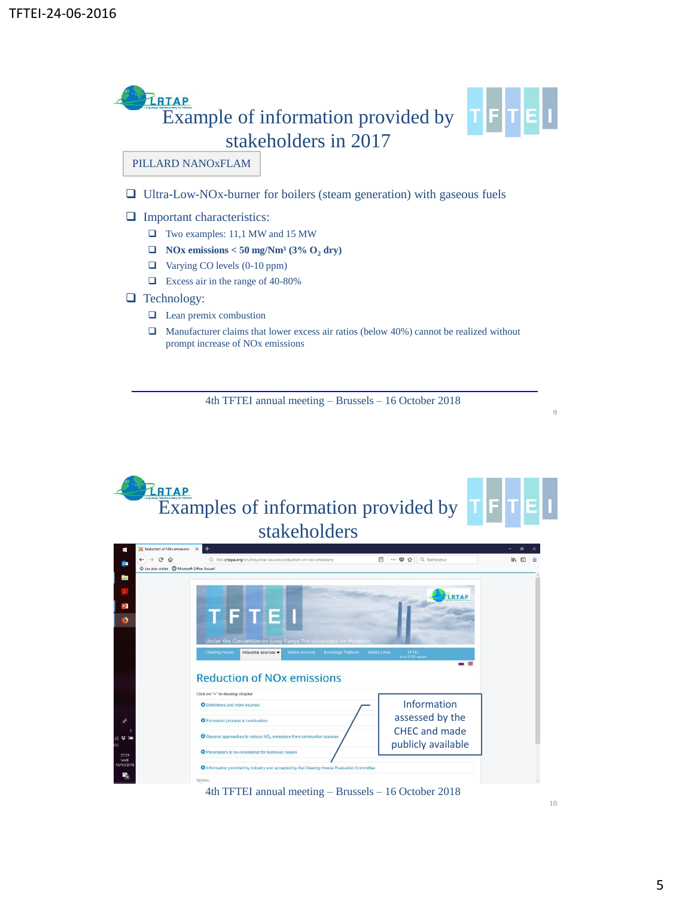## Example of information provided by stakeholders in 2017

PILLARD NANOxFLAM

- Ultra-Low-NOx-burner for boilers (steam generation) with gaseous fuels
- Important characteristics:
  - Two examples: 11,1 MW and 15 MW
  - **NOx emissions < 50 mg/Nm³ (3% $O_2$ dry)**
  - Varying CO levels (0-10 ppm)
  - Excess air in the range of 40-80%
- Technology:
  - Lean premix combustion
  - Manufacturer claims that lower excess air ratios (below 40%) cannot be realized without prompt increase of NOx emissions

4th TFTEI annual meeting – Brussels – 16 October 2018

## Examples of information provided by stakeholders

Reduction of NOx emissions

Click on "+" to develop chapter

- Definitions and main sources
- Formation process in combustion
- General approaches to reduce $NO_x$ emissions from combustion sources
- Parameters to be considered for technical reason
- Information provided by industry and accepted by the Clearing House Evaluation Committee

Information assessed by the CHEC and made publicly available

4th TFTEI annual meeting – Brussels – 16 October 2018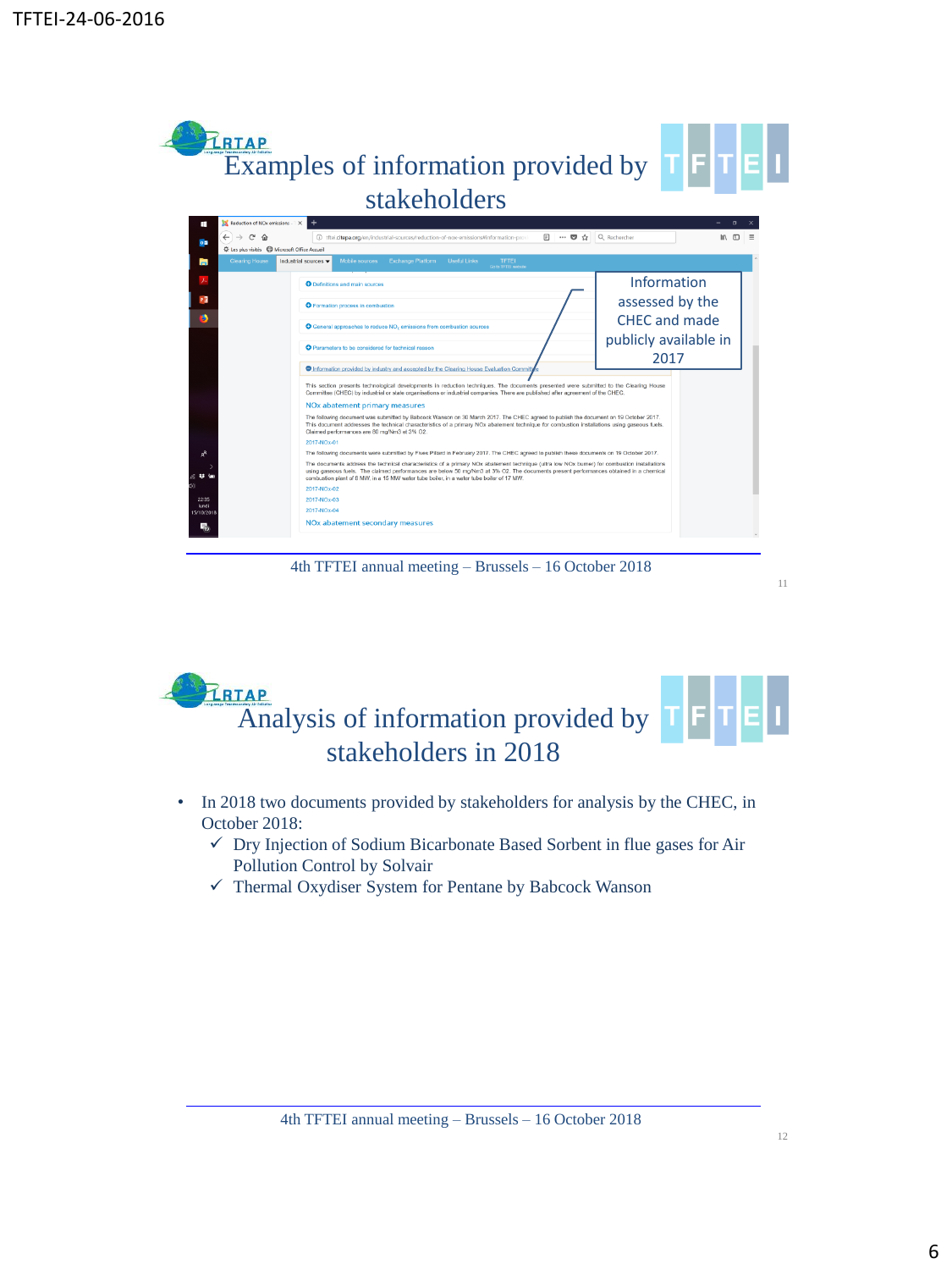## Examples of information provided by stakeholders

Information assessed by the CHEC and made publicly available in 2017

Information provided by industry and assessed by the Clearing House Evaluation Committee

This section presents technological developments in reduction techniques. The documents presented were submitted to the Clearing House Committee (CHEC) by industrial or state organisations or industrial companies. There are published after agreement of the CHEC.

NOx abatement primary measures

The following document was submitted by Babcock Wanson on 30 March 2017. The CHEC agreed to publish the document on 19 October 2017. This document addresses the technical characteristics of a primary NOx abatement technique for combustion installations using gaseous fuels. Claimed performances are 80 mg/Nm3 at 3% O2.

2017-NOx-01

The following documents were submitted by Fives Pillard in February 2017. The CHEC agreed to publish these documents on 19 October 2017.

The documents address the technical characteristics of a primary NOx abatement technique (ultra low NOx burner) for combustion installations using gaseous fuels. The claimed performances are below 50 mg/Nm3 at 3% O2. The documents present performances obtained in a chemical combustion plant of 8 MW, in a 15 MW water tube boiler, in a water tube boiler of 17 MW.

2017-NOx-02

2017-NOx-03

2017-NOx-04

NOx abatement secondary measures

4th TFTEI annual meeting – Brussels – 16 October 2018

## Analysis of information provided by stakeholders in 2018

- In 2018 two documents provided by stakeholders for analysis by the CHEC, in October 2018:
  - ✓ Dry Injection of Sodium Bicarbonate Based Sorbent in flue gases for Air Pollution Control by Solvair
  - ✓ Thermal Oxydiser System for Pentane by Babcock Wanson

4th TFTEI annual meeting – Brussels – 16 October 2018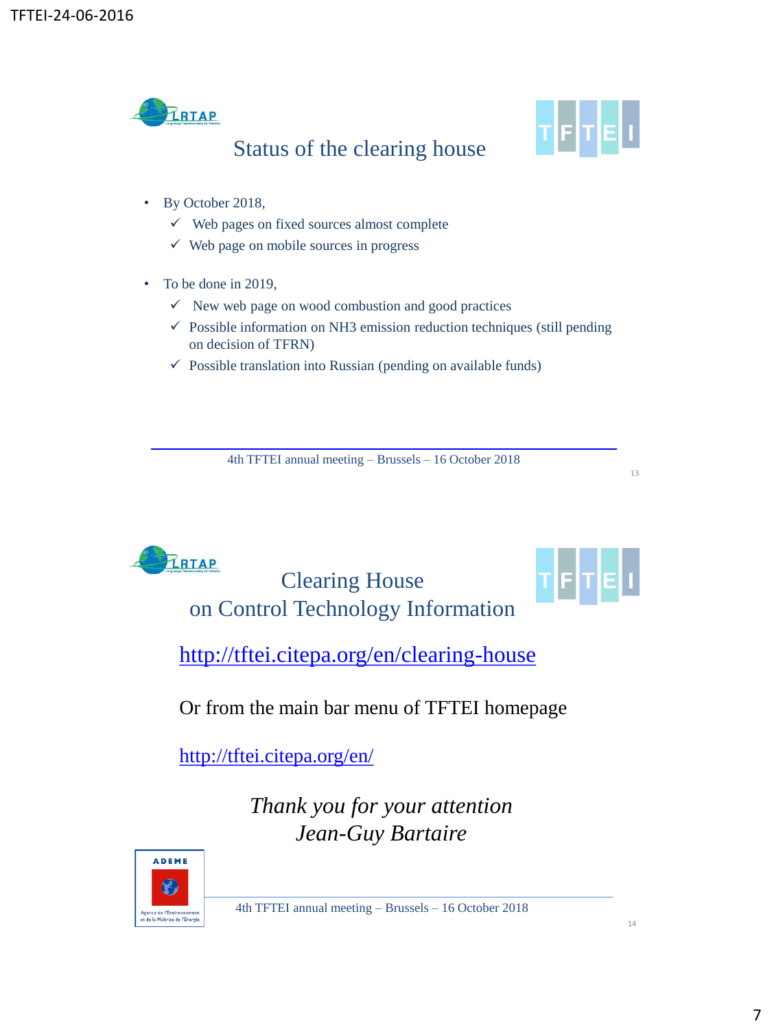## Status of the clearing house

- By October 2018,
  - ✓ Web pages on fixed sources almost complete
  - ✓ Web page on mobile sources in progress
- To be done in 2019,
  - ✓ New web page on wood combustion and good practices
  - ✓ Possible information on $NH_3$ emission reduction techniques (still pending on decision of TFRN)
  - ✓ Possible translation into Russian (pending on available funds)

4th TFTEI annual meeting – Brussels – 16 October 2018

## Clearing House on Control Technology Information

http://tftei.citepa.org/en/clearing-house

Or from the main bar menu of TFTEI homepage

http://tftei.citepa.org/en/

*Thank you for your attention*
*Jean-Guy Bartaire*

4th TFTEI annual meeting – Brussels – 16 October 2018